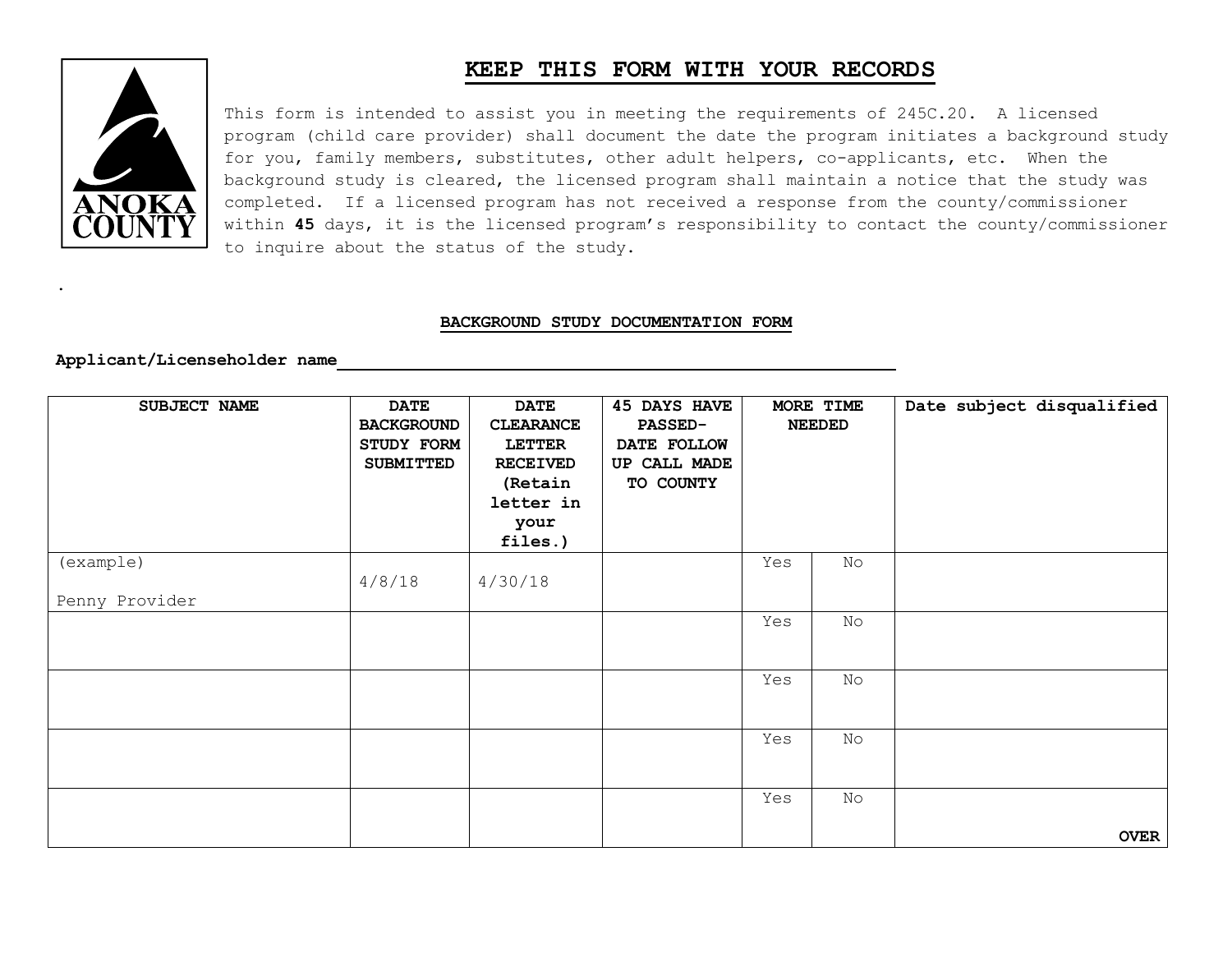# KEEP THIS FORM WITH YOUR RECORDS

This form is intended to assist you in meeting the requirements of 245C.20. A licensed program (child care provider) shall document the date the program initiates a background study for you, family members, substitutes, other adult helpers, co-applicants, etc. When the background study is cleared, the licensed program shall maintain a notice that the study was completed. If a licensed program has not received a response from the county/commissioner within **45** days, it is the licensed program's responsibility to contact the county/commissioner to inquire about the status of the study.

.

## BACKGROUND STUDY DOCUMENTATION FORM

**Applicant/Licenseholder name** ______________________________________________

| SUBJECT NAME | DATE BACKGROUND STUDY FORM SUBMITTED | DATE CLEARANCE LETTER RECEIVED (Retain letter in your files.) | 45 DAYS HAVE PASSED- DATE FOLLOW UP CALL MADE TO COUNTY | MORE TIME NEEDED | | Date subject disqualified |
|---|---|---|---|---|---|---|
| (example) Penny Provider | 4/8/18 | 4/30/18 | | Yes | No | |
| | | | | Yes | No | |
| | | | | Yes | No | |
| | | | | Yes | No | |
| | | | | Yes | No | **OVER** |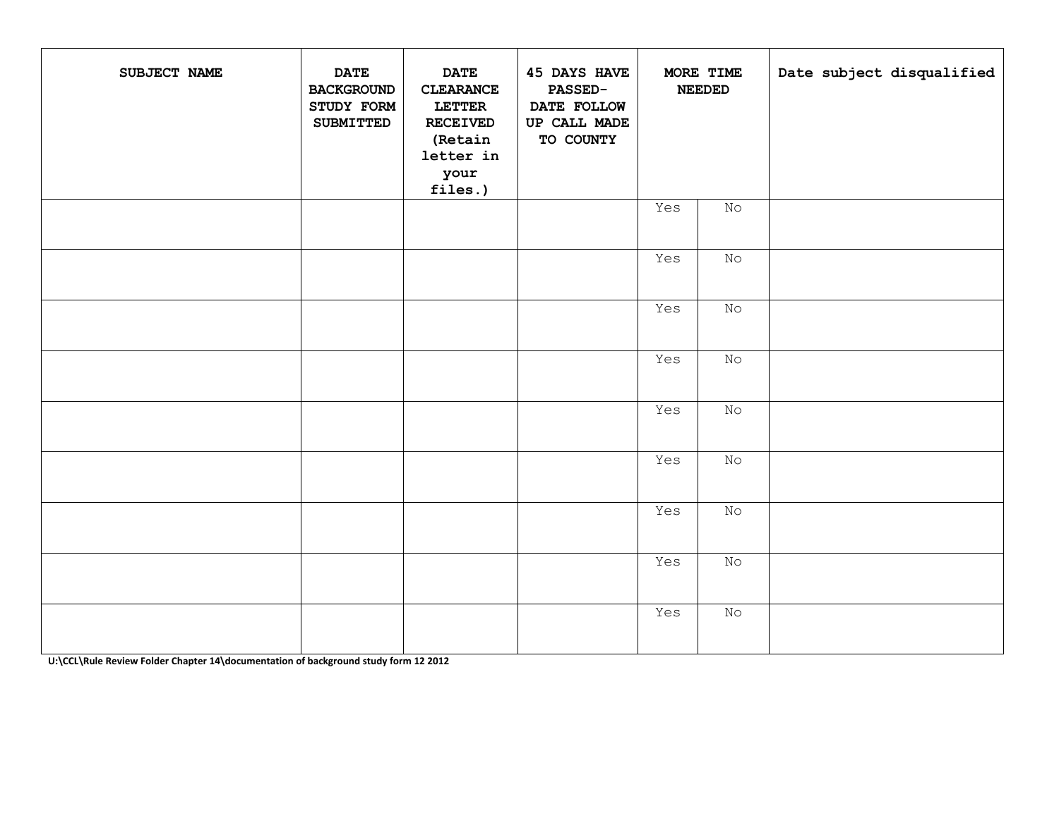| SUBJECT NAME | DATE BACKGROUND STUDY FORM SUBMITTED | DATE CLEARANCE LETTER RECEIVED (Retain letter in your files.) | 45 DAYS HAVE PASSED- DATE FOLLOW UP CALL MADE TO COUNTY | MORE TIME NEEDED | | Date subject disqualified |
|---|---|---|---|---|---|---|
| | | | | Yes | No | |
| | | | | Yes | No | |
| | | | | Yes | No | |
| | | | | Yes | No | |
| | | | | Yes | No | |
| | | | | Yes | No | |
| | | | | Yes | No | |
| | | | | Yes | No | |
| | | | | Yes | No | |

U:\CCL\Rule Review Folder Chapter 14\documentation of background study form 12 2012